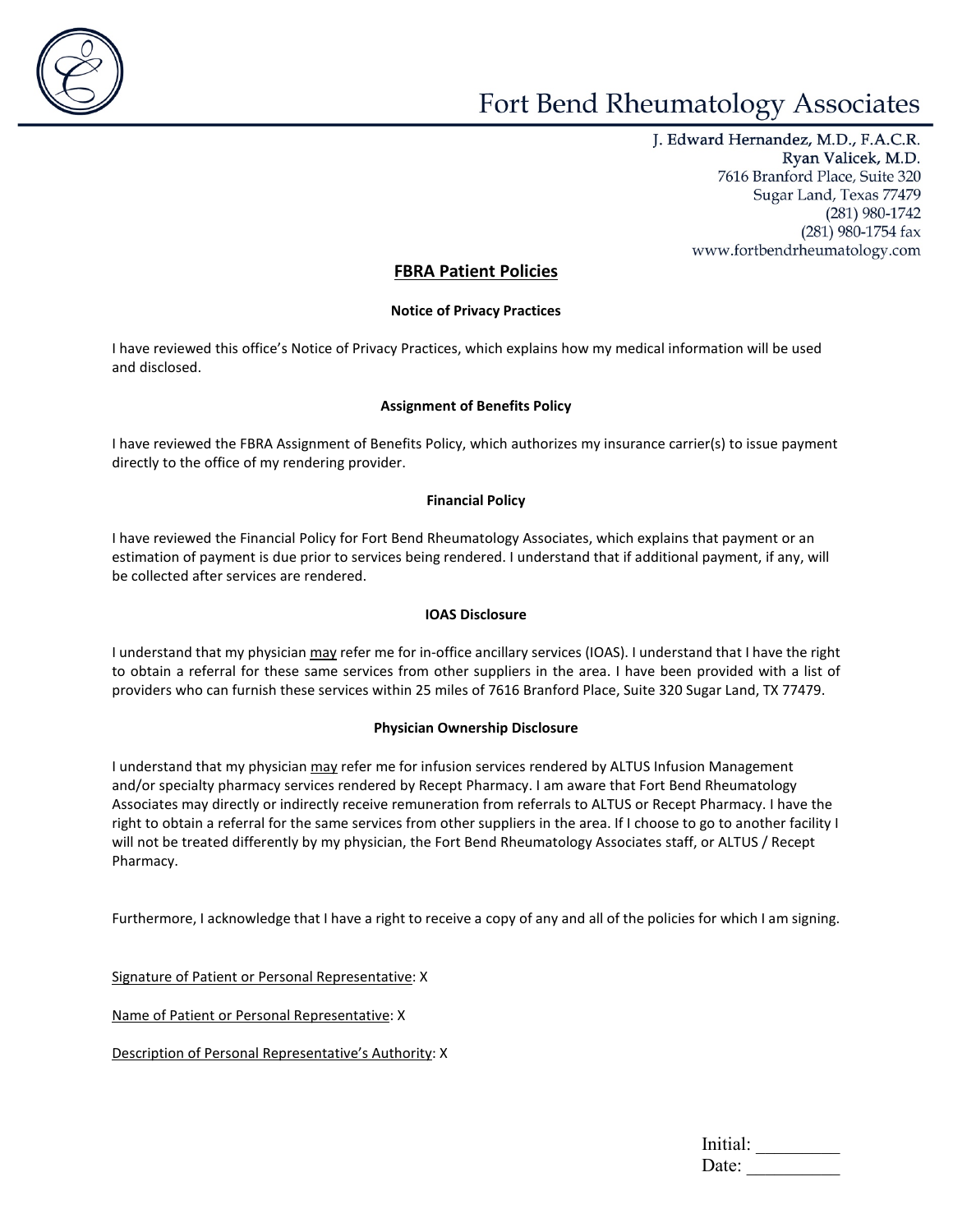# Fort Bend Rheumatology Associates

J. Edward Hernandez, M.D., F.A.C.R.
Ryan Valicek, M.D.
7616 Branford Place, Suite 320
Sugar Land, Texas 77479
(281) 980-1742
(281) 980-1754 fax
www.fortbendrheumatology.com

## FBRA Patient Policies

### Notice of Privacy Practices

I have reviewed this office's Notice of Privacy Practices, which explains how my medical information will be used and disclosed.

### Assignment of Benefits Policy

I have reviewed the FBRA Assignment of Benefits Policy, which authorizes my insurance carrier(s) to issue payment directly to the office of my rendering provider.

### Financial Policy

I have reviewed the Financial Policy for Fort Bend Rheumatology Associates, which explains that payment or an estimation of payment is due prior to services being rendered. I understand that if additional payment, if any, will be collected after services are rendered.

### IOAS Disclosure

I understand that my physician <u>may</u> refer me for in-office ancillary services (IOAS). I understand that I have the right to obtain a referral for these same services from other suppliers in the area. I have been provided with a list of providers who can furnish these services within 25 miles of 7616 Branford Place, Suite 320 Sugar Land, TX 77479.

### Physician Ownership Disclosure

I understand that my physician <u>may</u> refer me for infusion services rendered by ALTUS Infusion Management and/or specialty pharmacy services rendered by Recept Pharmacy. I am aware that Fort Bend Rheumatology Associates may directly or indirectly receive remuneration from referrals to ALTUS or Recept Pharmacy. I have the right to obtain a referral for the same services from other suppliers in the area. If I choose to go to another facility I will not be treated differently by my physician, the Fort Bend Rheumatology Associates staff, or ALTUS / Recept Pharmacy.

Furthermore, I acknowledge that I have a right to receive a copy of any and all of the policies for which I am signing.

<u>Signature of Patient or Personal Representative</u>: X

<u>Name of Patient or Personal Representative</u>: X

<u>Description of Personal Representative's Authority</u>: X

Initial: _________
Date: __________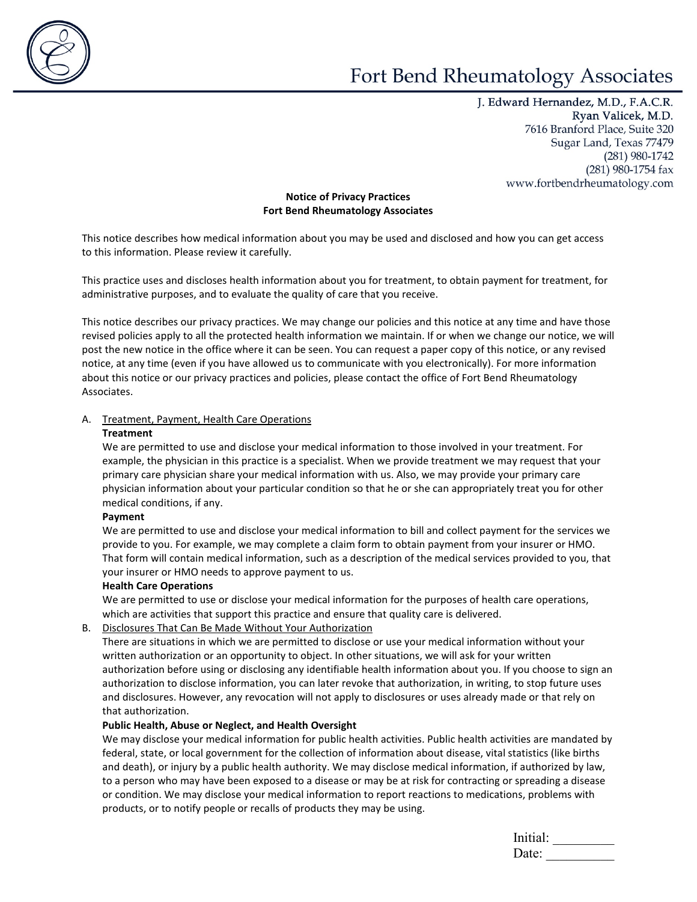# Fort Bend Rheumatology Associates

J. Edward Hernandez, M.D., F.A.C.R.
Ryan Valicek, M.D.
7616 Branford Place, Suite 320
Sugar Land, Texas 77479
(281) 980-1742
(281) 980-1754 fax
www.fortbendrheumatology.com

**Notice of Privacy Practices**
**Fort Bend Rheumatology Associates**

This notice describes how medical information about you may be used and disclosed and how you can get access to this information. Please review it carefully.

This practice uses and discloses health information about you for treatment, to obtain payment for treatment, for administrative purposes, and to evaluate the quality of care that you receive.

This notice describes our privacy practices. We may change our policies and this notice at any time and have those revised policies apply to all the protected health information we maintain. If or when we change our notice, we will post the new notice in the office where it can be seen. You can request a paper copy of this notice, or any revised notice, at any time (even if you have allowed us to communicate with you electronically). For more information about this notice or our privacy practices and policies, please contact the office of Fort Bend Rheumatology Associates.

A. Treatment, Payment, Health Care Operations

**Treatment**

We are permitted to use and disclose your medical information to those involved in your treatment. For example, the physician in this practice is a specialist. When we provide treatment we may request that your primary care physician share your medical information with us. Also, we may provide your primary care physician information about your particular condition so that he or she can appropriately treat you for other medical conditions, if any.

**Payment**

We are permitted to use and disclose your medical information to bill and collect payment for the services we provide to you. For example, we may complete a claim form to obtain payment from your insurer or HMO. That form will contain medical information, such as a description of the medical services provided to you, that your insurer or HMO needs to approve payment to us.

**Health Care Operations**

We are permitted to use or disclose your medical information for the purposes of health care operations, which are activities that support this practice and ensure that quality care is delivered.

B. Disclosures That Can Be Made Without Your Authorization

There are situations in which we are permitted to disclose or use your medical information without your written authorization or an opportunity to object. In other situations, we will ask for your written authorization before using or disclosing any identifiable health information about you. If you choose to sign an authorization to disclose information, you can later revoke that authorization, in writing, to stop future uses and disclosures. However, any revocation will not apply to disclosures or uses already made or that rely on that authorization.

**Public Health, Abuse or Neglect, and Health Oversight**

We may disclose your medical information for public health activities. Public health activities are mandated by federal, state, or local government for the collection of information about disease, vital statistics (like births and death), or injury by a public health authority. We may disclose medical information, if authorized by law, to a person who may have been exposed to a disease or may be at risk for contracting or spreading a disease or condition. We may disclose your medical information to report reactions to medications, problems with products, or to notify people or recalls of products they may be using.

Initial: _________
Date: __________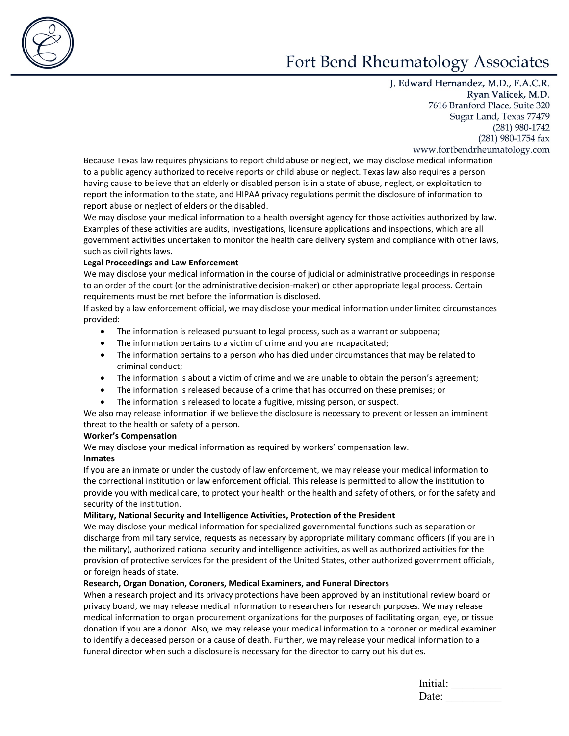Because Texas law requires physicians to report child abuse or neglect, we may disclose medical information to a public agency authorized to receive reports or child abuse or neglect. Texas law also requires a person having cause to believe that an elderly or disabled person is in a state of abuse, neglect, or exploitation to report the information to the state, and HIPAA privacy regulations permit the disclosure of information to report abuse or neglect of elders or the disabled.

We may disclose your medical information to a health oversight agency for those activities authorized by law. Examples of these activities are audits, investigations, licensure applications and inspections, which are all government activities undertaken to monitor the health care delivery system and compliance with other laws, such as civil rights laws.

**Legal Proceedings and Law Enforcement**

We may disclose your medical information in the course of judicial or administrative proceedings in response to an order of the court (or the administrative decision-maker) or other appropriate legal process. Certain requirements must be met before the information is disclosed.

If asked by a law enforcement official, we may disclose your medical information under limited circumstances provided:

- The information is released pursuant to legal process, such as a warrant or subpoena;
- The information pertains to a victim of crime and you are incapacitated;
- The information pertains to a person who has died under circumstances that may be related to criminal conduct;
- The information is about a victim of crime and we are unable to obtain the person's agreement;
- The information is released because of a crime that has occurred on these premises; or
- The information is released to locate a fugitive, missing person, or suspect.

We also may release information if we believe the disclosure is necessary to prevent or lessen an imminent threat to the health or safety of a person.

**Worker's Compensation**

We may disclose your medical information as required by workers' compensation law.

**Inmates**

If you are an inmate or under the custody of law enforcement, we may release your medical information to the correctional institution or law enforcement official. This release is permitted to allow the institution to provide you with medical care, to protect your health or the health and safety of others, or for the safety and security of the institution.

**Military, National Security and Intelligence Activities, Protection of the President**

We may disclose your medical information for specialized governmental functions such as separation or discharge from military service, requests as necessary by appropriate military command officers (if you are in the military), authorized national security and intelligence activities, as well as authorized activities for the provision of protective services for the president of the United States, other authorized government officials, or foreign heads of state.

**Research, Organ Donation, Coroners, Medical Examiners, and Funeral Directors**

When a research project and its privacy protections have been approved by an institutional review board or privacy board, we may release medical information to researchers for research purposes. We may release medical information to organ procurement organizations for the purposes of facilitating organ, eye, or tissue donation if you are a donor. Also, we may release your medical information to a coroner or medical examiner to identify a deceased person or a cause of death. Further, we may release your medical information to a funeral director when such a disclosure is necessary for the director to carry out his duties.

Initial: _________
Date: __________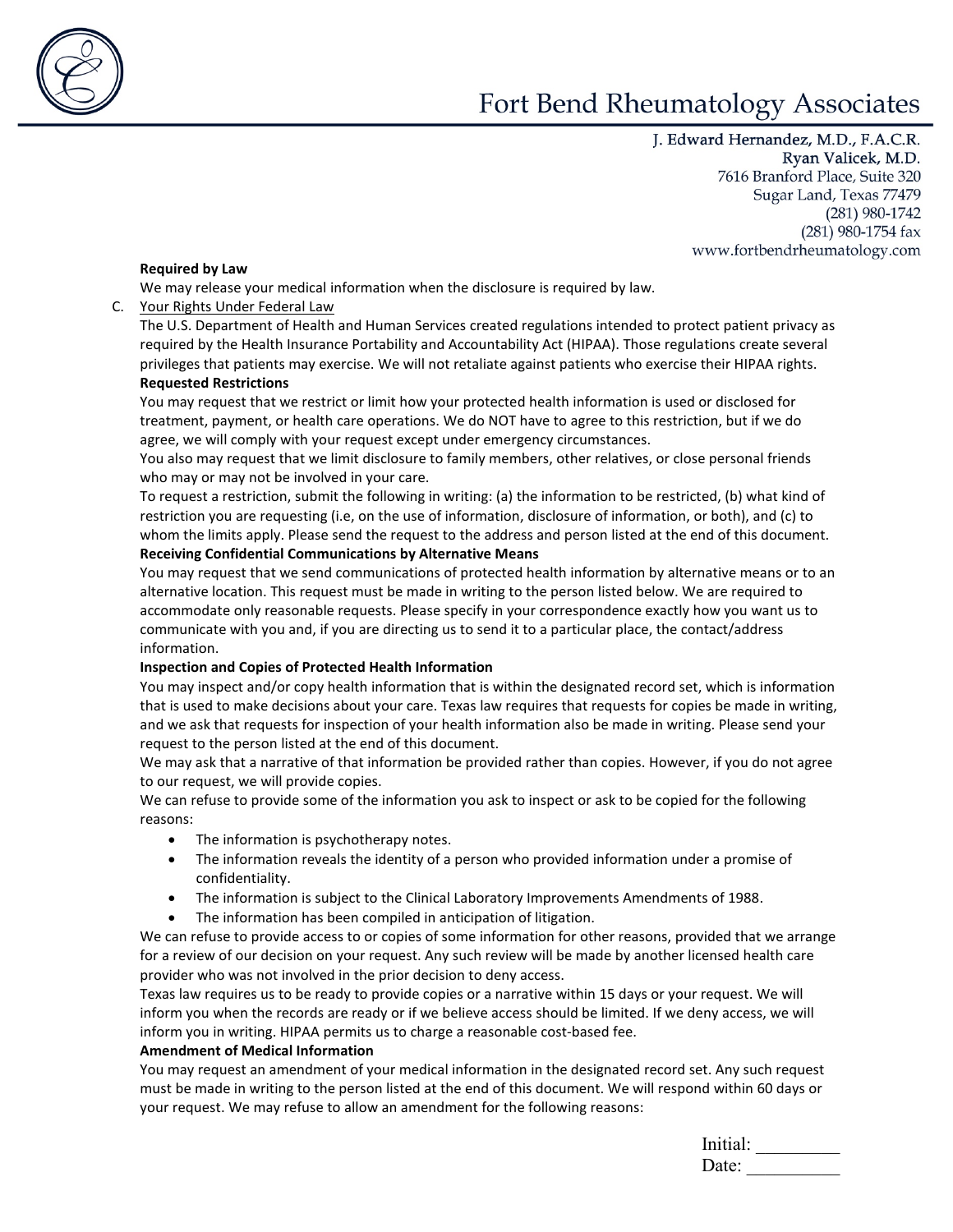**Required by Law**

We may release your medical information when the disclosure is required by law.

C. Your Rights Under Federal Law

The U.S. Department of Health and Human Services created regulations intended to protect patient privacy as required by the Health Insurance Portability and Accountability Act (HIPAA). Those regulations create several privileges that patients may exercise. We will not retaliate against patients who exercise their HIPAA rights.

**Requested Restrictions**

You may request that we restrict or limit how your protected health information is used or disclosed for treatment, payment, or health care operations. We do NOT have to agree to this restriction, but if we do agree, we will comply with your request except under emergency circumstances.

You also may request that we limit disclosure to family members, other relatives, or close personal friends who may or may not be involved in your care.

To request a restriction, submit the following in writing: (a) the information to be restricted, (b) what kind of restriction you are requesting (i.e, on the use of information, disclosure of information, or both), and (c) to whom the limits apply. Please send the request to the address and person listed at the end of this document.

**Receiving Confidential Communications by Alternative Means**

You may request that we send communications of protected health information by alternative means or to an alternative location. This request must be made in writing to the person listed below. We are required to accommodate only reasonable requests. Please specify in your correspondence exactly how you want us to communicate with you and, if you are directing us to send it to a particular place, the contact/address information.

**Inspection and Copies of Protected Health Information**

You may inspect and/or copy health information that is within the designated record set, which is information that is used to make decisions about your care. Texas law requires that requests for copies be made in writing, and we ask that requests for inspection of your health information also be made in writing. Please send your request to the person listed at the end of this document.

We may ask that a narrative of that information be provided rather than copies. However, if you do not agree to our request, we will provide copies.

We can refuse to provide some of the information you ask to inspect or ask to be copied for the following reasons:

- The information is psychotherapy notes.
- The information reveals the identity of a person who provided information under a promise of confidentiality.
- The information is subject to the Clinical Laboratory Improvements Amendments of 1988.
- The information has been compiled in anticipation of litigation.

We can refuse to provide access to or copies of some information for other reasons, provided that we arrange for a review of our decision on your request. Any such review will be made by another licensed health care provider who was not involved in the prior decision to deny access.

Texas law requires us to be ready to provide copies or a narrative within 15 days or your request. We will inform you when the records are ready or if we believe access should be limited. If we deny access, we will inform you in writing. HIPAA permits us to charge a reasonable cost-based fee.

**Amendment of Medical Information**

You may request an amendment of your medical information in the designated record set. Any such request must be made in writing to the person listed at the end of this document. We will respond within 60 days or your request. We may refuse to allow an amendment for the following reasons:

Initial: _________

Date: __________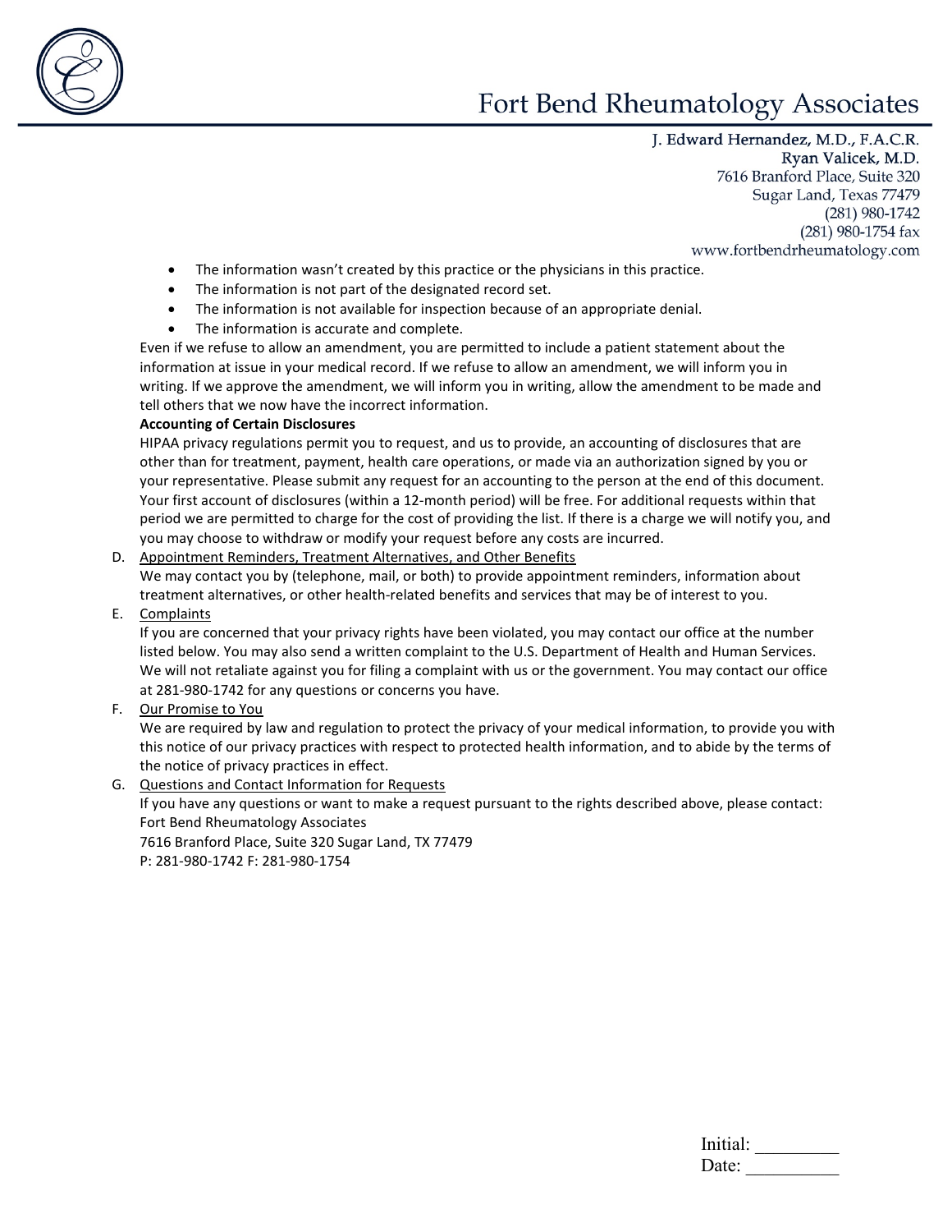- The information wasn't created by this practice or the physicians in this practice.
- The information is not part of the designated record set.
- The information is not available for inspection because of an appropriate denial.
- The information is accurate and complete.

Even if we refuse to allow an amendment, you are permitted to include a patient statement about the information at issue in your medical record. If we refuse to allow an amendment, we will inform you in writing. If we approve the amendment, we will inform you in writing, allow the amendment to be made and tell others that we now have the incorrect information.

**Accounting of Certain Disclosures**

HIPAA privacy regulations permit you to request, and us to provide, an accounting of disclosures that are other than for treatment, payment, health care operations, or made via an authorization signed by you or your representative. Please submit any request for an accounting to the person at the end of this document. Your first account of disclosures (within a 12-month period) will be free. For additional requests within that period we are permitted to charge for the cost of providing the list. If there is a charge we will notify you, and you may choose to withdraw or modify your request before any costs are incurred.

D. Appointment Reminders, Treatment Alternatives, and Other Benefits

We may contact you by (telephone, mail, or both) to provide appointment reminders, information about treatment alternatives, or other health-related benefits and services that may be of interest to you.

E. Complaints

If you are concerned that your privacy rights have been violated, you may contact our office at the number listed below. You may also send a written complaint to the U.S. Department of Health and Human Services. We will not retaliate against you for filing a complaint with us or the government. You may contact our office at 281-980-1742 for any questions or concerns you have.

F. Our Promise to You

We are required by law and regulation to protect the privacy of your medical information, to provide you with this notice of our privacy practices with respect to protected health information, and to abide by the terms of the notice of privacy practices in effect.

G. Questions and Contact Information for Requests

If you have any questions or want to make a request pursuant to the rights described above, please contact:
Fort Bend Rheumatology Associates
7616 Branford Place, Suite 320 Sugar Land, TX 77479
P: 281-980-1742 F: 281-980-1754

Initial: _________
Date: __________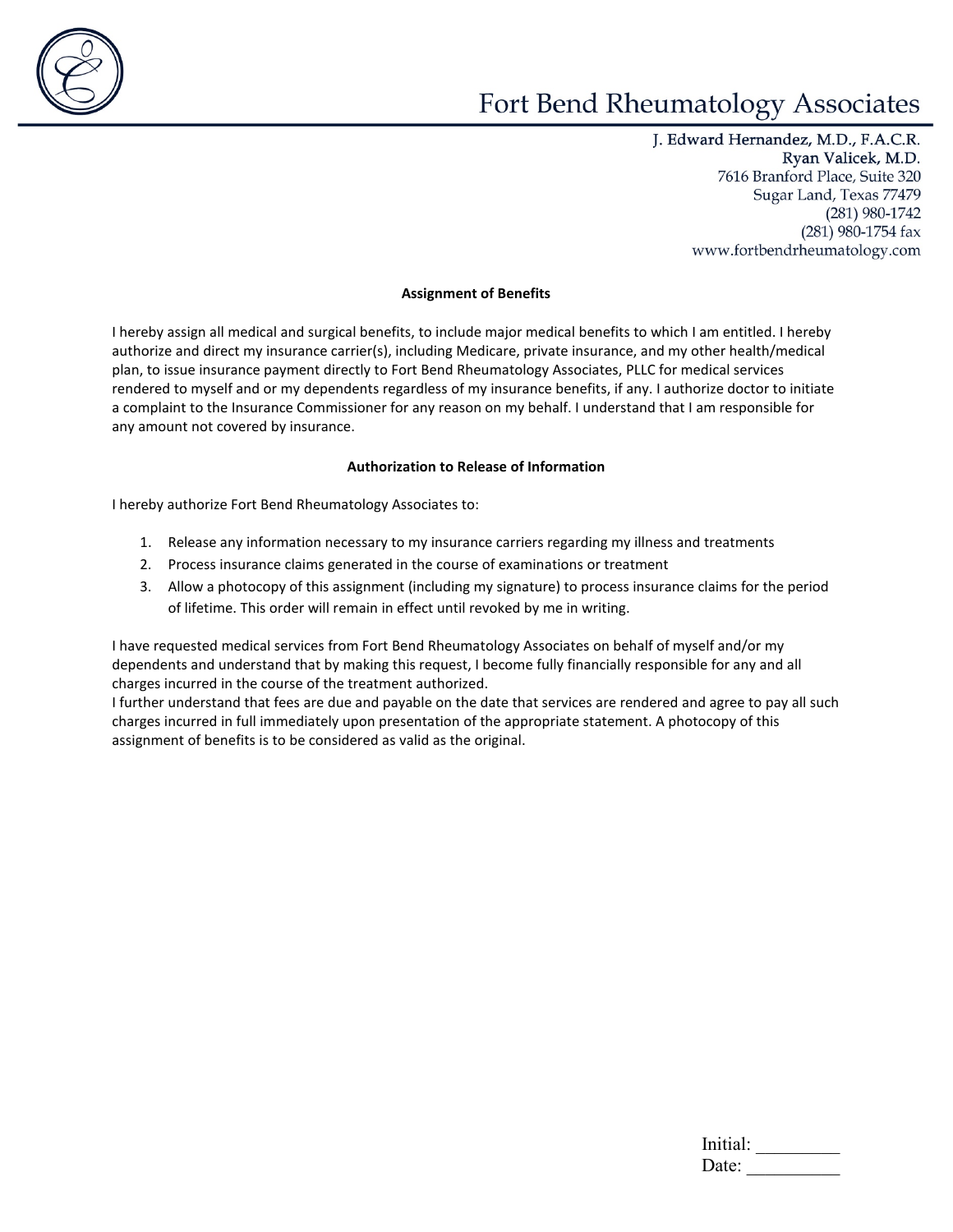# Fort Bend Rheumatology Associates

**J. Edward Hernandez, M.D., F.A.C.R.**
**Ryan Valicek, M.D.**
7616 Branford Place, Suite 320
Sugar Land, Texas 77479
(281) 980-1742
(281) 980-1754 fax
www.fortbendrheumatology.com

## Assignment of Benefits

I hereby assign all medical and surgical benefits, to include major medical benefits to which I am entitled. I hereby authorize and direct my insurance carrier(s), including Medicare, private insurance, and my other health/medical plan, to issue insurance payment directly to Fort Bend Rheumatology Associates, PLLC for medical services rendered to myself and or my dependents regardless of my insurance benefits, if any. I authorize doctor to initiate a complaint to the Insurance Commissioner for any reason on my behalf. I understand that I am responsible for any amount not covered by insurance.

## Authorization to Release of Information

I hereby authorize Fort Bend Rheumatology Associates to:

1. Release any information necessary to my insurance carriers regarding my illness and treatments
2. Process insurance claims generated in the course of examinations or treatment
3. Allow a photocopy of this assignment (including my signature) to process insurance claims for the period of lifetime. This order will remain in effect until revoked by me in writing.

I have requested medical services from Fort Bend Rheumatology Associates on behalf of myself and/or my dependents and understand that by making this request, I become fully financially responsible for any and all charges incurred in the course of the treatment authorized.
I further understand that fees are due and payable on the date that services are rendered and agree to pay all such charges incurred in full immediately upon presentation of the appropriate statement. A photocopy of this assignment of benefits is to be considered as valid as the original.

Initial: _________
Date: __________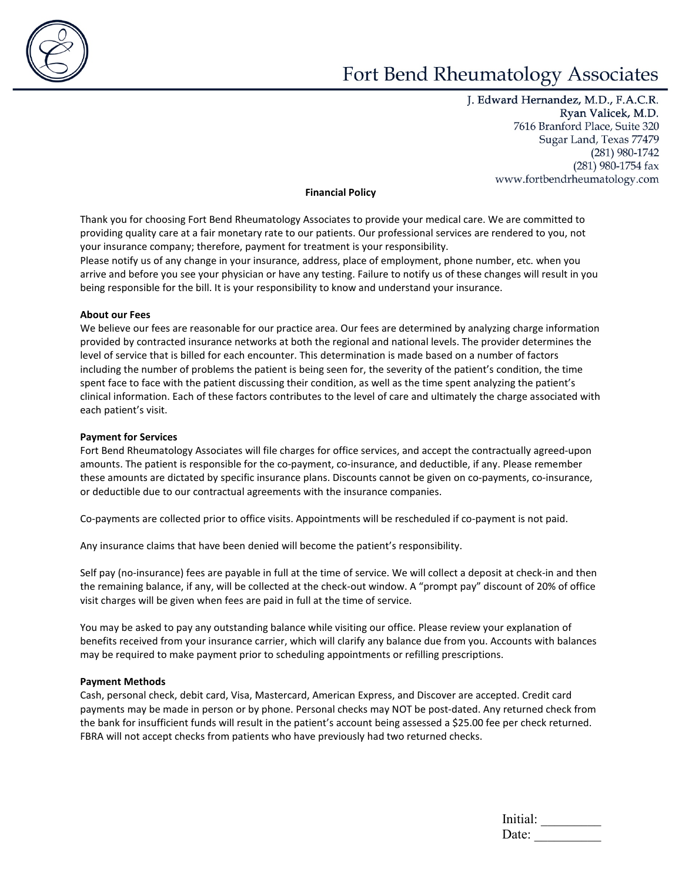# Fort Bend Rheumatology Associates

J. Edward Hernandez, M.D., F.A.C.R.
Ryan Valicek, M.D.
7616 Branford Place, Suite 320
Sugar Land, Texas 77479
(281) 980-1742
(281) 980-1754 fax
www.fortbendrheumatology.com

## Financial Policy

Thank you for choosing Fort Bend Rheumatology Associates to provide your medical care. We are committed to providing quality care at a fair monetary rate to our patients. Our professional services are rendered to you, not your insurance company; therefore, payment for treatment is your responsibility.
Please notify us of any change in your insurance, address, place of employment, phone number, etc. when you arrive and before you see your physician or have any testing. Failure to notify us of these changes will result in you being responsible for the bill. It is your responsibility to know and understand your insurance.

**About our Fees**

We believe our fees are reasonable for our practice area. Our fees are determined by analyzing charge information provided by contracted insurance networks at both the regional and national levels. The provider determines the level of service that is billed for each encounter. This determination is made based on a number of factors including the number of problems the patient is being seen for, the severity of the patient's condition, the time spent face to face with the patient discussing their condition, as well as the time spent analyzing the patient's clinical information. Each of these factors contributes to the level of care and ultimately the charge associated with each patient's visit.

**Payment for Services**

Fort Bend Rheumatology Associates will file charges for office services, and accept the contractually agreed-upon amounts. The patient is responsible for the co-payment, co-insurance, and deductible, if any. Please remember these amounts are dictated by specific insurance plans. Discounts cannot be given on co-payments, co-insurance, or deductible due to our contractual agreements with the insurance companies.

Co-payments are collected prior to office visits. Appointments will be rescheduled if co-payment is not paid.

Any insurance claims that have been denied will become the patient's responsibility.

Self pay (no-insurance) fees are payable in full at the time of service. We will collect a deposit at check-in and then the remaining balance, if any, will be collected at the check-out window. A "prompt pay" discount of 20% of office visit charges will be given when fees are paid in full at the time of service.

You may be asked to pay any outstanding balance while visiting our office. Please review your explanation of benefits received from your insurance carrier, which will clarify any balance due from you. Accounts with balances may be required to make payment prior to scheduling appointments or refilling prescriptions.

**Payment Methods**

Cash, personal check, debit card, Visa, Mastercard, American Express, and Discover are accepted. Credit card payments may be made in person or by phone. Personal checks may NOT be post-dated. Any returned check from the bank for insufficient funds will result in the patient's account being assessed a $25.00 fee per check returned. FBRA will not accept checks from patients who have previously had two returned checks.

Initial: _________
Date: __________